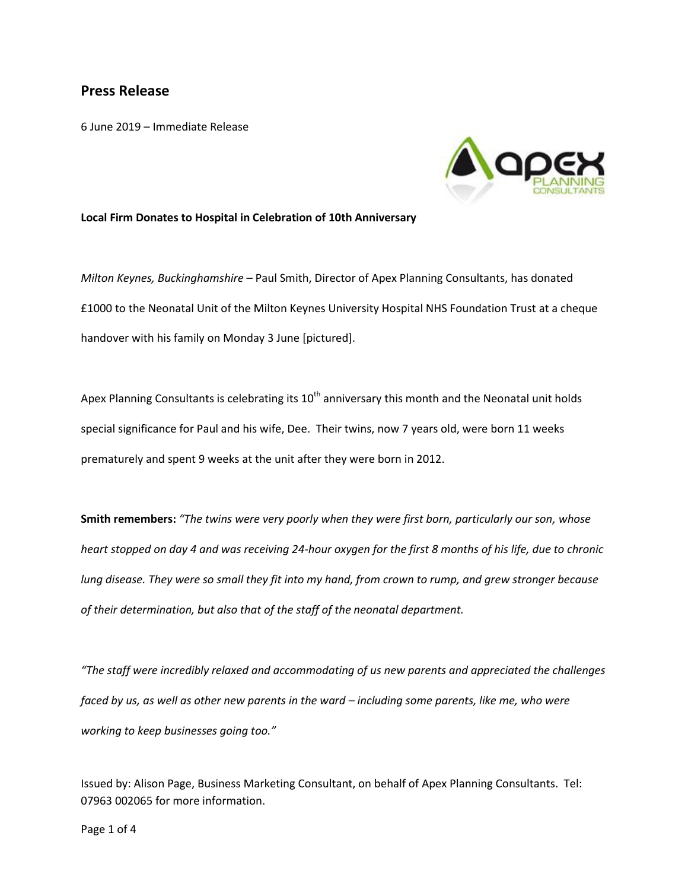## Press Release

6 June 2019 – Immediate Release

**Local Firm Donates to Hospital in Celebration of 10th Anniversary**

*Milton Keynes, Buckinghamshire* – Paul Smith, Director of Apex Planning Consultants, has donated £1000 to the Neonatal Unit of the Milton Keynes University Hospital NHS Foundation Trust at a cheque handover with his family on Monday 3 June [pictured].

Apex Planning Consultants is celebrating its 10th anniversary this month and the Neonatal unit holds special significance for Paul and his wife, Dee. Their twins, now 7 years old, were born 11 weeks prematurely and spent 9 weeks at the unit after they were born in 2012.

**Smith remembers:** *"The twins were very poorly when they were first born, particularly our son, whose heart stopped on day 4 and was receiving 24-hour oxygen for the first 8 months of his life, due to chronic lung disease. They were so small they fit into my hand, from crown to rump, and grew stronger because of their determination, but also that of the staff of the neonatal department.*

*"The staff were incredibly relaxed and accommodating of us new parents and appreciated the challenges faced by us, as well as other new parents in the ward – including some parents, like me, who were working to keep businesses going too."*

Issued by: Alison Page, Business Marketing Consultant, on behalf of Apex Planning Consultants. Tel: 07963 002065 for more information.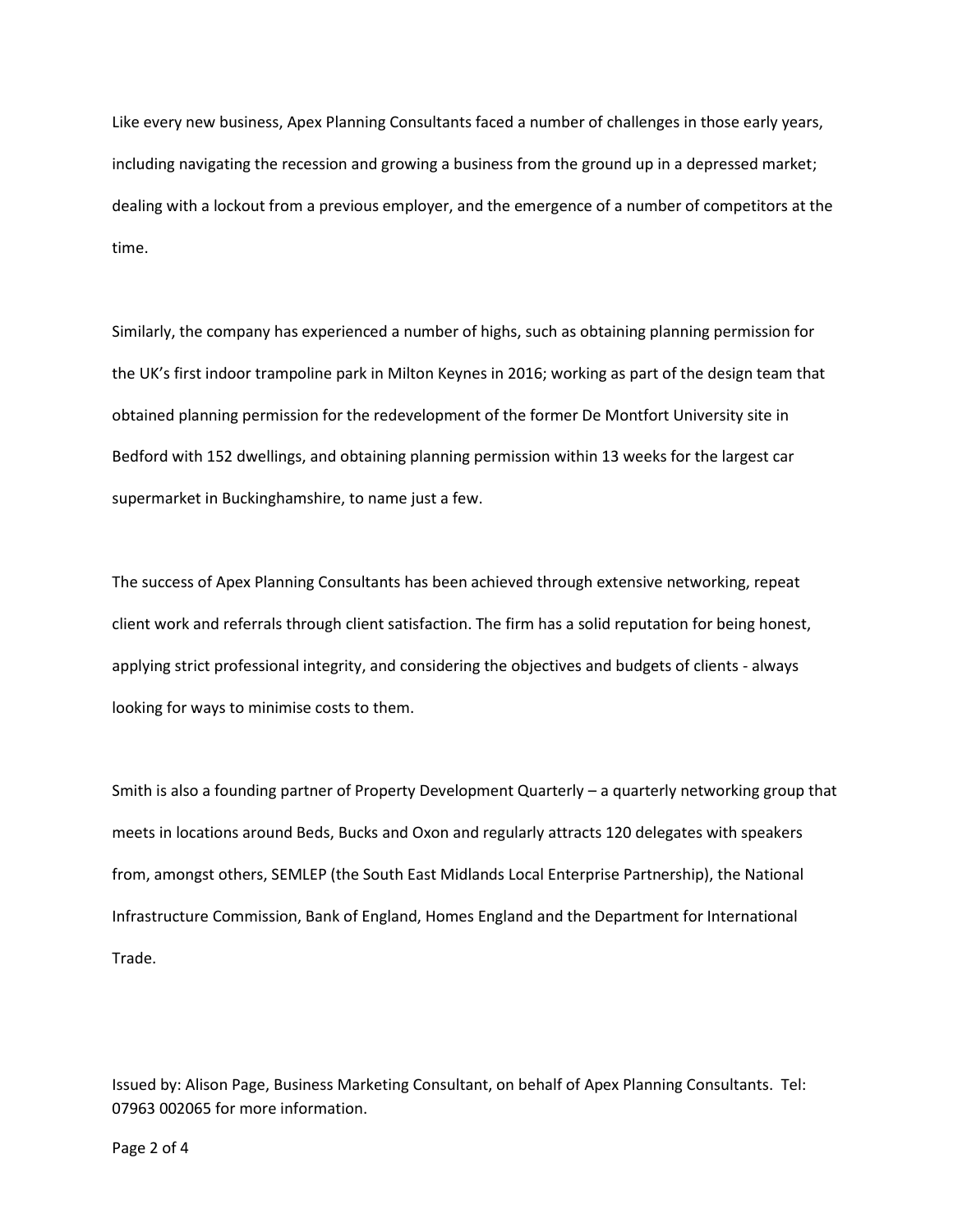Like every new business, Apex Planning Consultants faced a number of challenges in those early years, including navigating the recession and growing a business from the ground up in a depressed market; dealing with a lockout from a previous employer, and the emergence of a number of competitors at the time.

Similarly, the company has experienced a number of highs, such as obtaining planning permission for the UK's first indoor trampoline park in Milton Keynes in 2016; working as part of the design team that obtained planning permission for the redevelopment of the former De Montfort University site in Bedford with 152 dwellings, and obtaining planning permission within 13 weeks for the largest car supermarket in Buckinghamshire, to name just a few.

The success of Apex Planning Consultants has been achieved through extensive networking, repeat client work and referrals through client satisfaction. The firm has a solid reputation for being honest, applying strict professional integrity, and considering the objectives and budgets of clients - always looking for ways to minimise costs to them.

Smith is also a founding partner of Property Development Quarterly – a quarterly networking group that meets in locations around Beds, Bucks and Oxon and regularly attracts 120 delegates with speakers from, amongst others, SEMLEP (the South East Midlands Local Enterprise Partnership), the National Infrastructure Commission, Bank of England, Homes England and the Department for International Trade.

Issued by: Alison Page, Business Marketing Consultant, on behalf of Apex Planning Consultants. Tel: 07963 002065 for more information.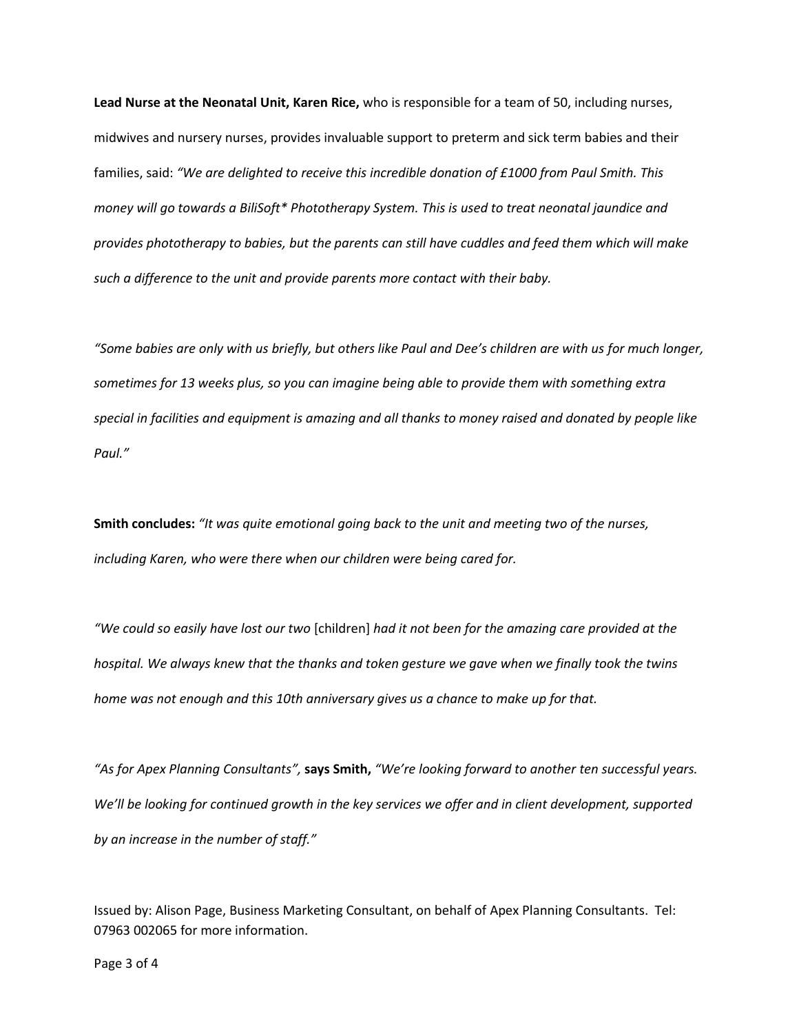**Lead Nurse at the Neonatal Unit, Karen Rice,** who is responsible for a team of 50, including nurses, midwives and nursery nurses, provides invaluable support to preterm and sick term babies and their families, said: *"We are delighted to receive this incredible donation of £1000 from Paul Smith. This money will go towards a BiliSoft* Phototherapy System. This is used to treat neonatal jaundice and provides phototherapy to babies, but the parents can still have cuddles and feed them which will make such a difference to the unit and provide parents more contact with their baby.*

*"Some babies are only with us briefly, but others like Paul and Dee's children are with us for much longer, sometimes for 13 weeks plus, so you can imagine being able to provide them with something extra special in facilities and equipment is amazing and all thanks to money raised and donated by people like Paul."*

**Smith concludes:** *"It was quite emotional going back to the unit and meeting two of the nurses, including Karen, who were there when our children were being cared for.*

*"We could so easily have lost our two* [children] *had it not been for the amazing care provided at the hospital. We always knew that the thanks and token gesture we gave when we finally took the twins home was not enough and this 10th anniversary gives us a chance to make up for that.*

*"As for Apex Planning Consultants",* **says Smith,** *"We're looking forward to another ten successful years. We'll be looking for continued growth in the key services we offer and in client development, supported by an increase in the number of staff."*

Issued by: Alison Page, Business Marketing Consultant, on behalf of Apex Planning Consultants. Tel: 07963 002065 for more information.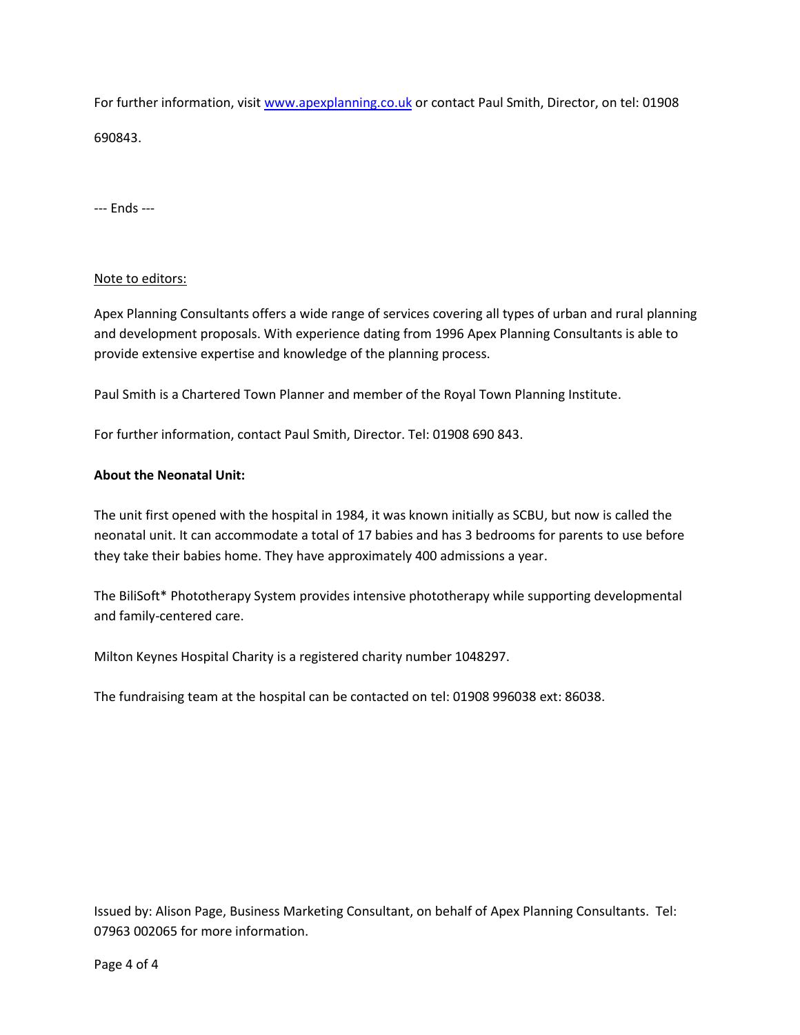For further information, visit [www.apexplanning.co.uk](http://www.apexplanning.co.uk) or contact Paul Smith, Director, on tel: 01908 690843.

--- Ends ---

Note to editors:

Apex Planning Consultants offers a wide range of services covering all types of urban and rural planning and development proposals. With experience dating from 1996 Apex Planning Consultants is able to provide extensive expertise and knowledge of the planning process.

Paul Smith is a Chartered Town Planner and member of the Royal Town Planning Institute.

For further information, contact Paul Smith, Director. Tel: 01908 690 843.

**About the Neonatal Unit:**

The unit first opened with the hospital in 1984, it was known initially as SCBU, but now is called the neonatal unit. It can accommodate a total of 17 babies and has 3 bedrooms for parents to use before they take their babies home. They have approximately 400 admissions a year.

The BiliSoft* Phototherapy System provides intensive phototherapy while supporting developmental and family-centered care.

Milton Keynes Hospital Charity is a registered charity number 1048297.

The fundraising team at the hospital can be contacted on tel: 01908 996038 ext: 86038.

Issued by: Alison Page, Business Marketing Consultant, on behalf of Apex Planning Consultants. Tel: 07963 002065 for more information.